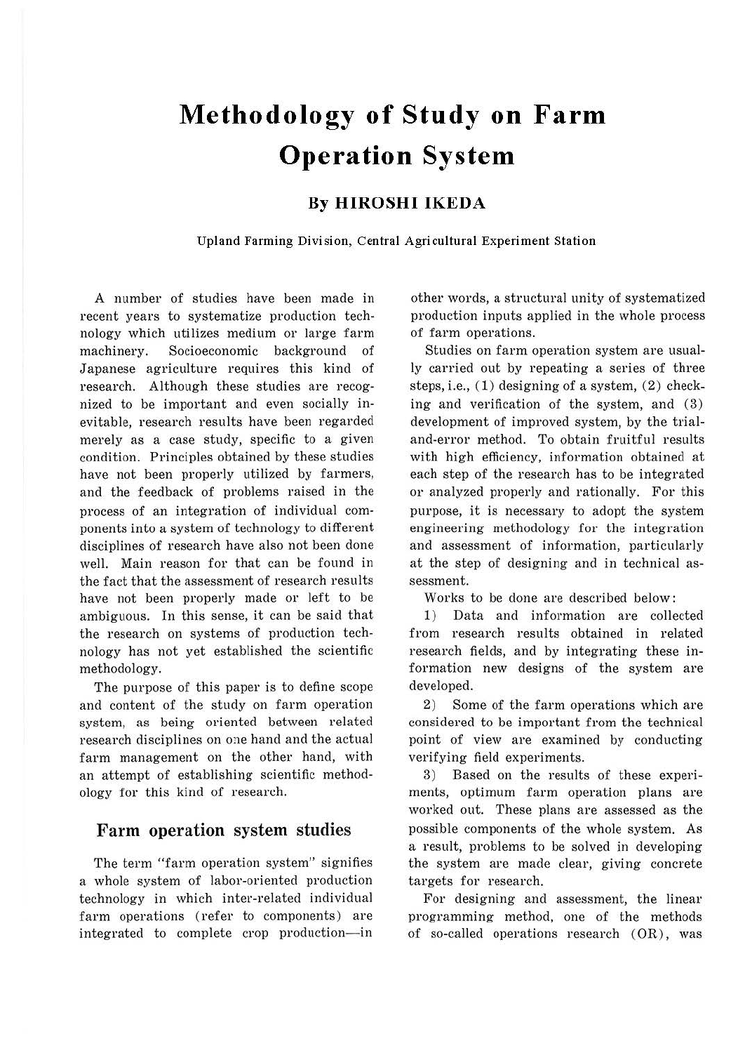# Methodology of Study on Farm Operation System

**By HIROSHI IKEDA**

Upland Farming Division, Central Agricultural Experiment Station

A number of studies have been made in recent years to systematize production technology which utilizes medium or large farm machinery. Socioeconomic background of Japanese agriculture requires this kind of research. Although these studies are recognized to be important and even socially inevitable, research results have been regarded merely as a case study, specific to a given condition. Principles obtained by these studies have not been properly utilized by farmers, and the feedback of problems raised in the process of an integration of individual components into a system of technology to different disciplines of research have also not been done well. Main reason for that can be found in the fact that the assessment of research results have not been properly made or left to be ambiguous. In this sense, it can be said that the research on systems of production technology has not yet established the scientific methodology.

The purpose of this paper is to define scope and content of the study on farm operation system, as being oriented between related research disciplines on one hand and the actual farm management on the other hand, with an attempt of establishing scientific methodology for this kind of research.

## Farm operation system studies

The term "farm operation system" signifies a whole system of labor-oriented production technology in which inter-related individual farm operations (refer to components) are integrated to complete crop production—in other words, a structural unity of systematized production inputs applied in the whole process of farm operations.

Studies on farm operation system are usually carried out by repeating a series of three steps, i.e., (1) designing of a system, (2) checking and verification of the system, and (3) development of improved system, by the trial-and-error method. To obtain fruitful results with high efficiency, information obtained at each step of the research has to be integrated or analyzed properly and rationally. For this purpose, it is necessary to adopt the system engineering methodology for the integration and assessment of information, particularly at the step of designing and in technical assessment.

Works to be done are described below:

1) Data and information are collected from research results obtained in related research fields, and by integrating these information new designs of the system are developed.

2) Some of the farm operations which are considered to be important from the technical point of view are examined by conducting verifying field experiments.

3) Based on the results of these experiments, optimum farm operation plans are worked out. These plans are assessed as the possible components of the whole system. As a result, problems to be solved in developing the system are made clear, giving concrete targets for research.

For designing and assessment, the linear programming method, one of the methods of so-called operations research (OR), was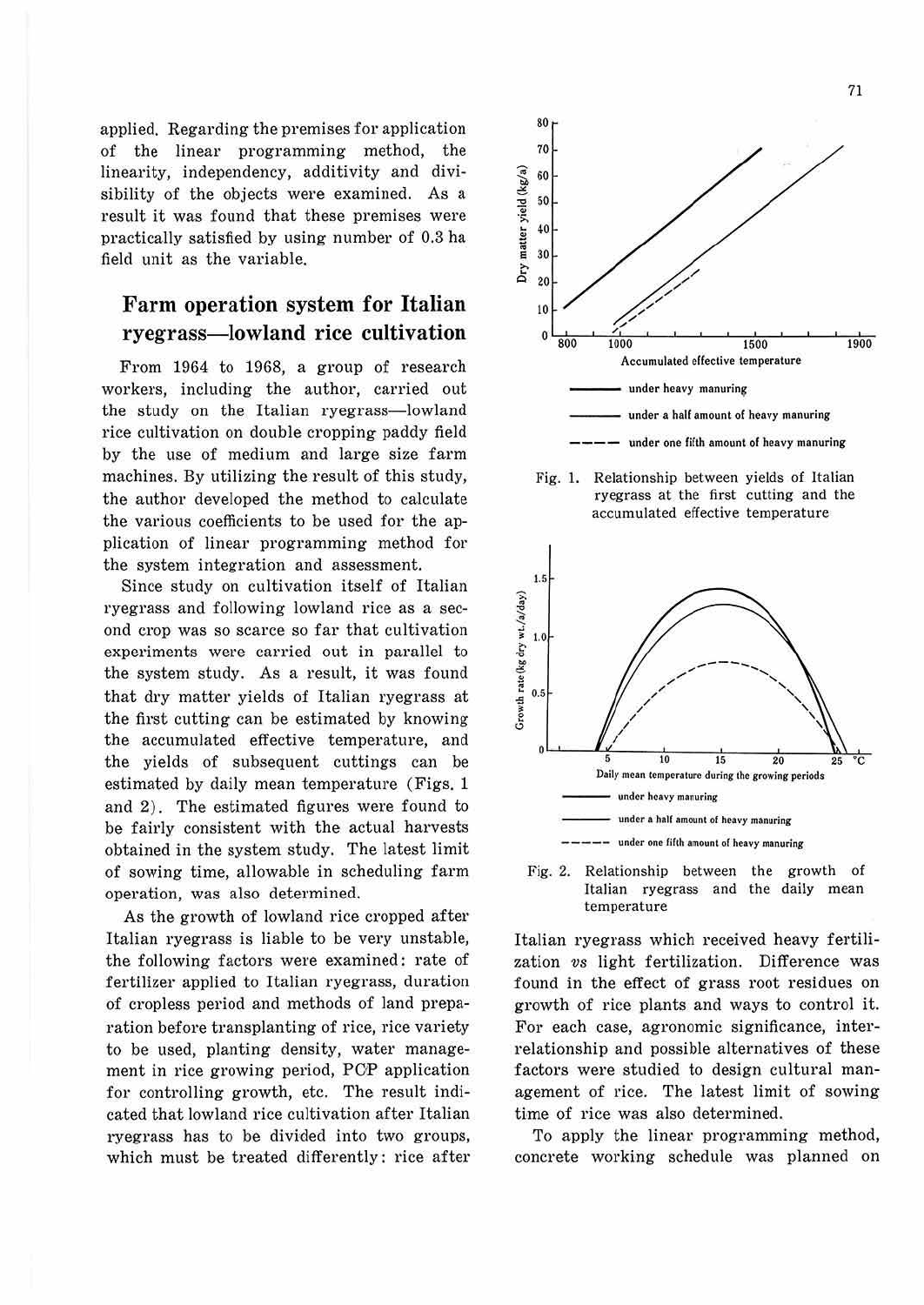applied. Regarding the premises for application of the linear programming method, the linearity, independency, additivity and divisibility of the objects were examined. As a result it was found that these premises were practically satisfied by using number of 0.3 ha field unit as the variable.

## Farm operation system for Italian ryegrass—lowland rice cultivation

From 1964 to 1968, a group of research workers, including the author, carried out the study on the Italian ryegrass—lowland rice cultivation on double cropping paddy field by the use of medium and large size farm machines. By utilizing the result of this study, the author developed the method to calculate the various coefficients to be used for the application of linear programming method for the system integration and assessment.

Since study on cultivation itself of Italian ryegrass and following lowland rice as a second crop was so scarce so far that cultivation experiments were carried out in parallel to the system study. As a result, it was found that dry matter yields of Italian ryegrass at the first cutting can be estimated by knowing the accumulated effective temperature, and the yields of subsequent cuttings can be estimated by daily mean temperature (Figs. 1 and 2). The estimated figures were found to be fairly consistent with the actual harvests obtained in the system study. The latest limit of sowing time, allowable in scheduling farm operation, was also determined.

As the growth of lowland rice cropped after Italian ryegrass is liable to be very unstable, the following factors were examined: rate of fertilizer applied to Italian ryegrass, duration of cropless period and methods of land preparation before transplanting of rice, rice variety to be used, planting density, water management in rice growing period, PCP application for controlling growth, etc. The result indicated that lowland rice cultivation after Italian ryegrass has to be divided into two groups, which must be treated differently: rice after Italian ryegrass which received heavy fertilization *vs* light fertilization. Difference was found in the effect of grass root residues on growth of rice plants and ways to control it. For each case, agronomic significance, interrelationship and possible alternatives of these factors were studied to design cultural management of rice. The latest limit of sowing time of rice was also determined.

To apply the linear programming method, concrete working schedule was planned on

Fig. 1. Relationship between yields of Italian ryegrass at the first cutting and the accumulated effective temperature

Fig. 2. Relationship between the growth of Italian ryegrass and the daily mean temperature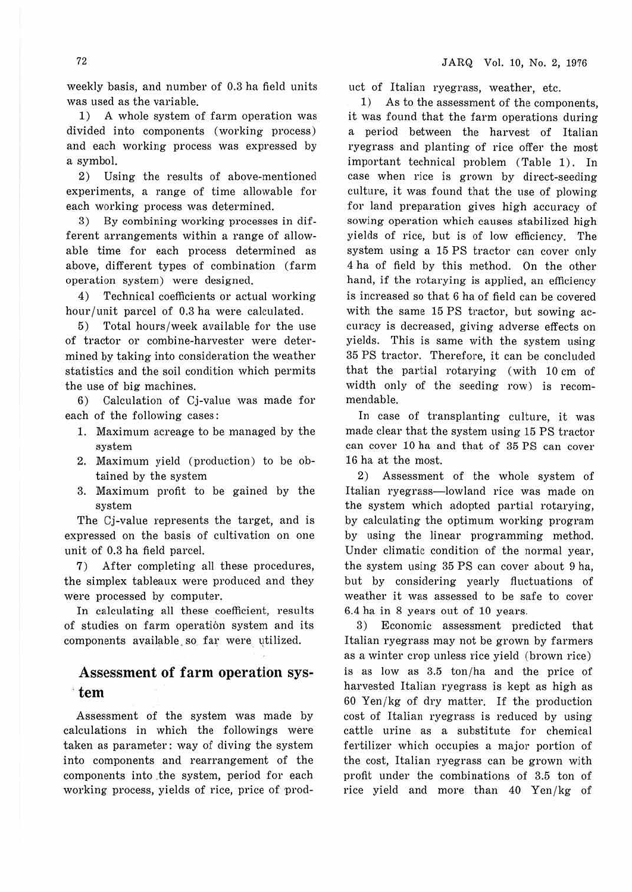weekly basis, and number of 0.3 ha field units was used as the variable.

1) A whole system of farm operation was divided into components (working process) and each working process was expressed by a symbol.

2) Using the results of above-mentioned experiments, a range of time allowable for each working process was determined.

3) By combining working processes in different arrangements within a range of allowable time for each process determined as above, different types of combination (farm operation system) were designed.

4) Technical coefficients or actual working hour/unit parcel of 0.3 ha were calculated.

5) Total hours/week available for the use of tractor or combine-harvester were determined by taking into consideration the weather statistics and the soil condition which permits the use of big machines.

6) Calculation of Cj-value was made for each of the following cases:

1. Maximum acreage to be managed by the system
2. Maximum yield (production) to be obtained by the system
3. Maximum profit to be gained by the system

The Cj-value represents the target, and is expressed on the basis of cultivation on one unit of 0.3 ha field parcel.

7) After completing all these procedures, the simplex tableaux were produced and they were processed by computer.

In calculating all these coefficient, results of studies on farm operation system and its components available so far were utilized.

## Assessment of farm operation system

Assessment of the system was made by calculations in which the followings were taken as parameter: way of diving the system into components and rearrangement of the components into the system, period for each working process, yields of rice, price of product of Italian ryegrass, weather, etc.

1) As to the assessment of the components, it was found that the farm operations during a period between the harvest of Italian ryegrass and planting of rice offer the most important technical problem (Table 1). In case when rice is grown by direct-seeding culture, it was found that the use of plowing for land preparation gives high accuracy of sowing operation which causes stabilized high yields of rice, but is of low efficiency. The system using a 15 PS tractor can cover only 4 ha of field by this method. On the other hand, if the rotarying is applied, an efficiency is increased so that 6 ha of field can be covered with the same 15 PS tractor, but sowing accuracy is decreased, giving adverse effects on yields. This is same with the system using 35 PS tractor. Therefore, it can be concluded that the partial rotarying (with 10 cm of width only of the seeding row) is recommendable.

In case of transplanting culture, it was made clear that the system using 15 PS tractor can cover 10 ha and that of 35 PS can cover 16 ha at the most.

2) Assessment of the whole system of Italian ryegrass—lowland rice was made on the system which adopted partial rotarying, by calculating the optimum working program by using the linear programming method. Under climatic condition of the normal year, the system using 35 PS can cover about 9 ha, but by considering yearly fluctuations of weather it was assessed to be safe to cover 6.4 ha in 8 years out of 10 years.

3) Economic assessment predicted that Italian ryegrass may not be grown by farmers as a winter crop unless rice yield (brown rice) is as low as 3.5 ton/ha and the price of harvested Italian ryegrass is kept as high as 60 Yen/kg of dry matter. If the production cost of Italian ryegrass is reduced by using cattle urine as a substitute for chemical fertilizer which occupies a major portion of the cost, Italian ryegrass can be grown with profit under the combinations of 3.5 ton of rice yield and more than 40 Yen/kg of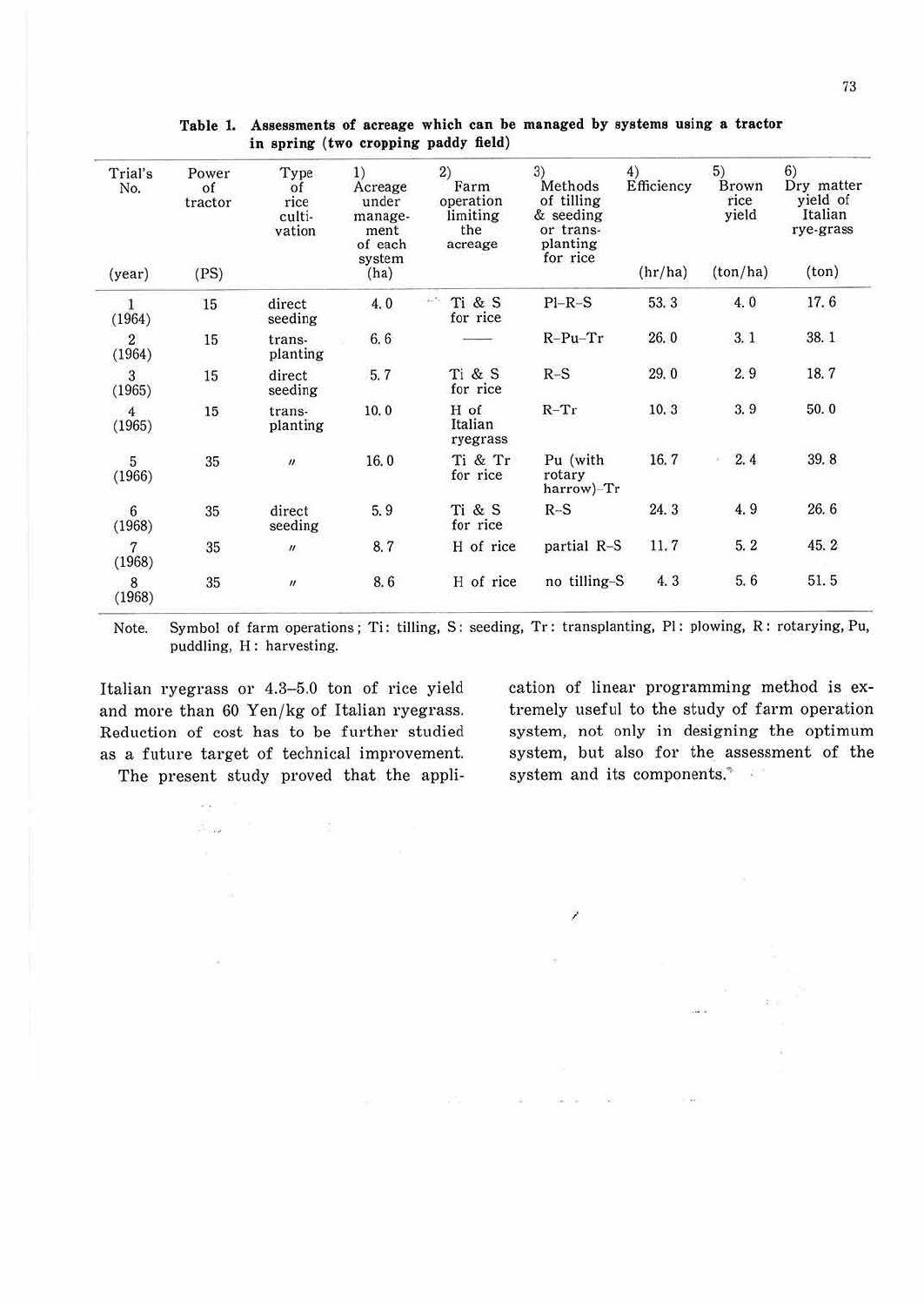**Table 1. Assessments of acreage which can be managed by systems using a tractor in spring (two cropping paddy field)**

| Trial's No. (year) | Power of tractor (PS) | Type of rice cultivation | 1) Acreage under management of each system (ha) | 2) Farm operation limiting the acreage | 3) Methods of tilling & seeding or transplanting for rice | 4) Efficiency (hr/ha) | 5) Brown rice yield (ton/ha) | 6) Dry matter yield of Italian rye-grass (ton) |
|---|---|---|---|---|---|---|---|---|
| 1 (1964) | 15 | direct seeding | 4.0 | Ti & S for rice | Pl–R–S | 53.3 | 4.0 | 17.6 |
| 2 (1964) | 15 | trans-planting | 6.6 | —— | R–Pu–Tr | 26.0 | 3.1 | 38.1 |
| 3 (1965) | 15 | direct seeding | 5.7 | Ti & S for rice | R–S | 29.0 | 2.9 | 18.7 |
| 4 (1965) | 15 | trans-planting | 10.0 | H of Italian ryegrass | R–Tr | 10.3 | 3.9 | 50.0 |
| 5 (1966) | 35 | 〃 | 16.0 | Ti & Tr for rice | Pu (with rotary harrow)–Tr | 16.7 | 2.4 | 39.8 |
| 6 (1968) | 35 | direct seeding | 5.9 | Ti & S for rice | R–S | 24.3 | 4.9 | 26.6 |
| 7 (1968) | 35 | 〃 | 8.7 | H of rice | partial R–S | 11.7 | 5.2 | 45.2 |
| 8 (1968) | 35 | 〃 | 8.6 | H of rice | no tilling–S | 4.3 | 5.6 | 51.5 |

Note. Symbol of farm operations; Ti: tilling, S: seeding, Tr: transplanting, Pl: plowing, R: rotarying, Pu, puddling, H: harvesting.

Italian ryegrass or 4.3–5.0 ton of rice yield and more than 60 Yen/kg of Italian ryegrass. Reduction of cost has to be further studied as a future target of technical improvement.

The present study proved that the application of linear programming method is extremely useful to the study of farm operation system, not only in designing the optimum system, but also for the assessment of the system and its components.